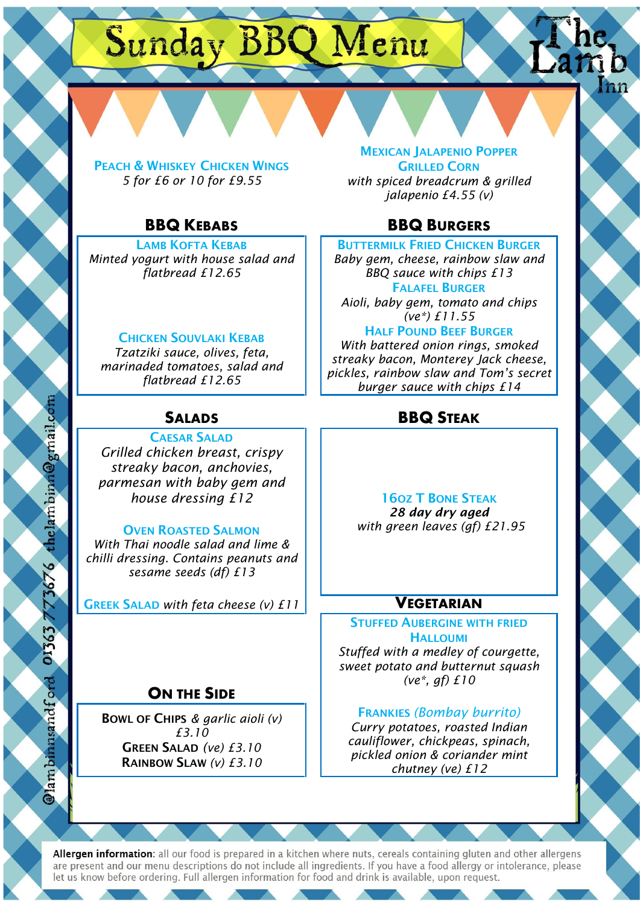# Sunday BBQ Menu

The Lamb Inn

**Peach & Whiskey Chicken Wings**
*5 for £6 or 10 for £9.55*

**Mexican Jalapenio Popper Grilled Corn**
*with spiced breadcrum & grilled jalapenio £4.55 (v)*

## BBQ Kebabs

**Lamb Kofta Kebab**
*Minted yogurt with house salad and flatbread £12.65*

**Chicken Souvlaki Kebab**
*Tzatziki sauce, olives, feta, marinaded tomatoes, salad and flatbread £12.65*

## BBQ Burgers

**Buttermilk Fried Chicken Burger**
*Baby gem, cheese, rainbow slaw and BBQ sauce with chips £13*

**Falafel Burger**
*Aioli, baby gem, tomato and chips (ve*) £11.55*

**Half Pound Beef Burger**
*With battered onion rings, smoked streaky bacon, Monterey Jack cheese, pickles, rainbow slaw and Tom's secret burger sauce with chips £14*

## Salads

**Caesar Salad**
*Grilled chicken breast, crispy streaky bacon, anchovies, parmesan with baby gem and house dressing £12*

**Oven Roasted Salmon**
*With Thai noodle salad and lime & chilli dressing. Contains peanuts and sesame seeds (df) £13*

**Greek Salad** *with feta cheese (v) £11*

## BBQ Steak

**16oz T Bone Steak**
***28 day dry aged***
*with green leaves (gf) £21.95*

## Vegetarian

**Stuffed Aubergine with Fried Halloumi**
*Stuffed with a medley of courgette, sweet potato and butternut squash (ve*, gf) £10*

**Frankies** *(Bombay burrito)*
*Curry potatoes, roasted Indian cauliflower, chickpeas, spinach, pickled onion & coriander mint chutney (ve) £12*

## On the Side

**Bowl of Chips** *& garlic aioli (v) £3.10*
**Green Salad** *(ve) £3.10*
**Rainbow Slaw** *(v) £3.10*

@lambinnsandford 01363 773676 thelambinn@gmail.com

**Allergen information**: all our food is prepared in a kitchen where nuts, cereals containing gluten and other allergens are present and our menu descriptions do not include all ingredients. If you have a food allergy or intolerance, please let us know before ordering. Full allergen information for food and drink is available, upon request.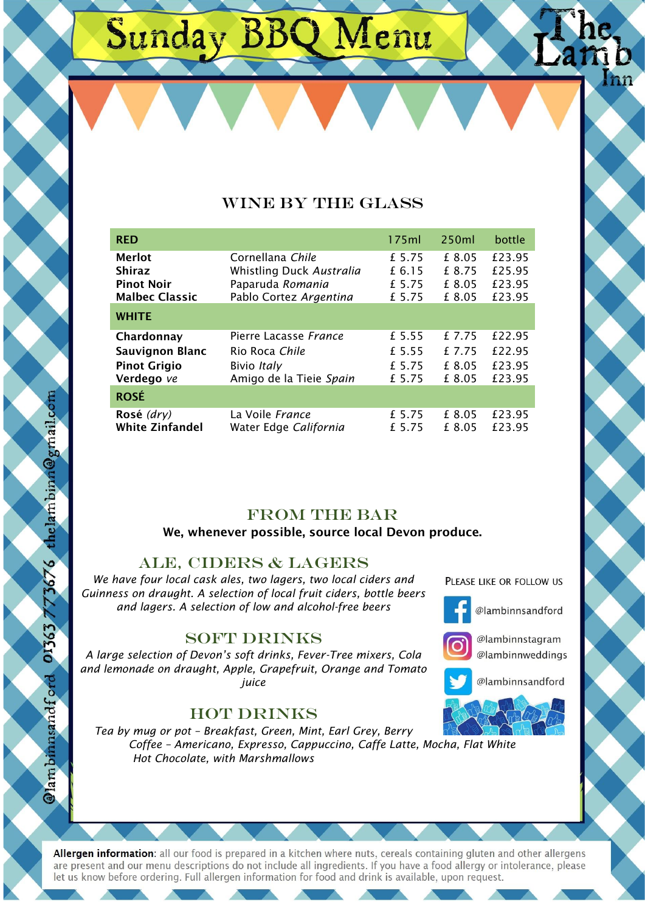# Sunday BBQ Menu

The Lamb Inn

## WINE BY THE GLASS

| RED | | 175ml | 250ml | bottle |
|---|---|---|---|---|
| **Merlot** | Cornellana *Chile* | £ 5.75 | £ 8.05 | £23.95 |
| **Shiraz** | Whistling Duck *Australia* | £ 6.15 | £ 8.75 | £25.95 |
| **Pinot Noir** | Paparuda *Romania* | £ 5.75 | £ 8.05 | £23.95 |
| **Malbec Classic** | Pablo Cortez *Argentina* | £ 5.75 | £ 8.05 | £23.95 |
| **WHITE** | | | | |
| **Chardonnay** | Pierre Lacasse *France* | £ 5.55 | £ 7.75 | £22.95 |
| **Sauvignon Blanc** | Rio Roca *Chile* | £ 5.55 | £ 7.75 | £22.95 |
| **Pinot Grigio** | Bivio *Italy* | £ 5.75 | £ 8.05 | £23.95 |
| **Verdego** *ve* | Amigo de la Tieie *Spain* | £ 5.75 | £ 8.05 | £23.95 |
| **ROSÉ** | | | | |
| **Rosé** *(dry)* | La Voile *France* | £ 5.75 | £ 8.05 | £23.95 |
| **White Zinfandel** | Water Edge *California* | £ 5.75 | £ 8.05 | £23.95 |

## FROM THE BAR

**We, whenever possible, source local Devon produce.**

### ALE, CIDERS & LAGERS

*We have four local cask ales, two lagers, two local ciders and Guinness on draught. A selection of local fruit ciders, bottle beers and lagers. A selection of low and alcohol-free beers*

### SOFT DRINKS

*A large selection of Devon's soft drinks, Fever-Tree mixers, Cola and lemonade on draught, Apple, Grapefruit, Orange and Tomato juice*

### HOT DRINKS

*Tea by mug or pot – Breakfast, Green, Mint, Earl Grey, Berry*
*Coffee – Americano, Expresso, Cappuccino, Caffe Latte, Mocha, Flat White*
*Hot Chocolate, with Marshmallows*

PLEASE LIKE OR FOLLOW US

@lambinnsandford
@lambinnstagram
@lambinnweddings
@lambinnsandford

@lambinnsandford 01363 773676 thelambinn@gmail.com

**Allergen information**: all our food is prepared in a kitchen where nuts, cereals containing gluten and other allergens are present and our menu descriptions do not include all ingredients. If you have a food allergy or intolerance, please let us know before ordering. Full allergen information for food and drink is available, upon request.